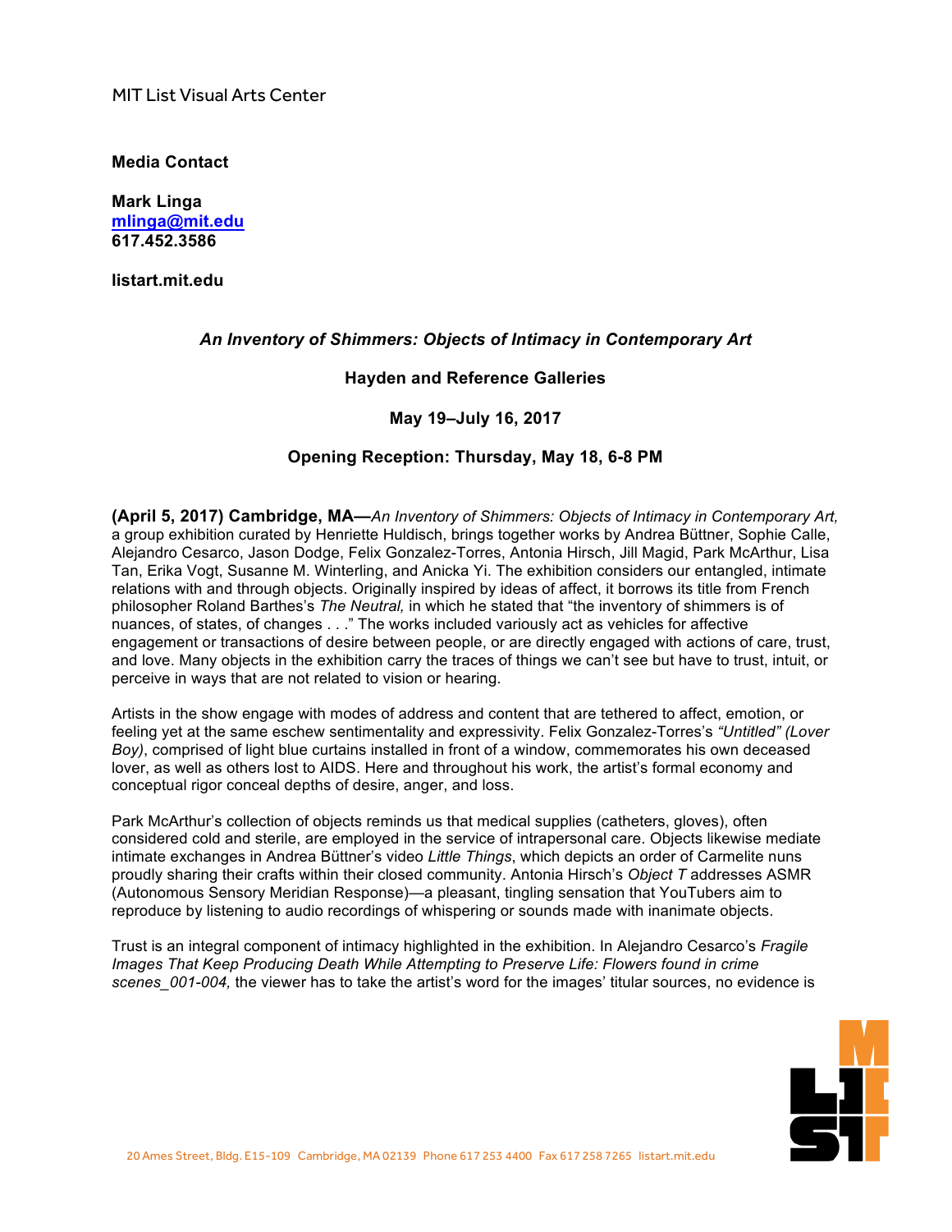MIT List Visual Arts Center

**Media Contact**

**Mark Linga**
**[mlinga@mit.edu](mailto:mlinga@mit.edu)**
**617.452.3586**

**listart.mit.edu**

### *An Inventory of Shimmers: Objects of Intimacy in Contemporary Art*

**Hayden and Reference Galleries**

**May 19–July 16, 2017**

**Opening Reception: Thursday, May 18, 6-8 PM**

**(April 5, 2017) Cambridge, MA—***An Inventory of Shimmers: Objects of Intimacy in Contemporary Art,* a group exhibition curated by Henriette Huldisch, brings together works by Andrea Büttner, Sophie Calle, Alejandro Cesarco, Jason Dodge, Felix Gonzalez-Torres, Antonia Hirsch, Jill Magid, Park McArthur, Lisa Tan, Erika Vogt, Susanne M. Winterling, and Anicka Yi. The exhibition considers our entangled, intimate relations with and through objects. Originally inspired by ideas of affect, it borrows its title from French philosopher Roland Barthes's *The Neutral,* in which he stated that "the inventory of shimmers is of nuances, of states, of changes . . ." The works included variously act as vehicles for affective engagement or transactions of desire between people, or are directly engaged with actions of care, trust, and love. Many objects in the exhibition carry the traces of things we can't see but have to trust, intuit, or perceive in ways that are not related to vision or hearing.

Artists in the show engage with modes of address and content that are tethered to affect, emotion, or feeling yet at the same eschew sentimentality and expressivity. Felix Gonzalez-Torres's *"Untitled" (Lover Boy)*, comprised of light blue curtains installed in front of a window, commemorates his own deceased lover, as well as others lost to AIDS. Here and throughout his work, the artist's formal economy and conceptual rigor conceal depths of desire, anger, and loss.

Park McArthur's collection of objects reminds us that medical supplies (catheters, gloves), often considered cold and sterile, are employed in the service of intrapersonal care. Objects likewise mediate intimate exchanges in Andrea Büttner's video *Little Things*, which depicts an order of Carmelite nuns proudly sharing their crafts within their closed community. Antonia Hirsch's *Object T* addresses ASMR (Autonomous Sensory Meridian Response)—a pleasant, tingling sensation that YouTubers aim to reproduce by listening to audio recordings of whispering or sounds made with inanimate objects.

Trust is an integral component of intimacy highlighted in the exhibition. In Alejandro Cesarco's *Fragile Images That Keep Producing Death While Attempting to Preserve Life: Flowers found in crime scenes_001-004,* the viewer has to take the artist's word for the images' titular sources, no evidence is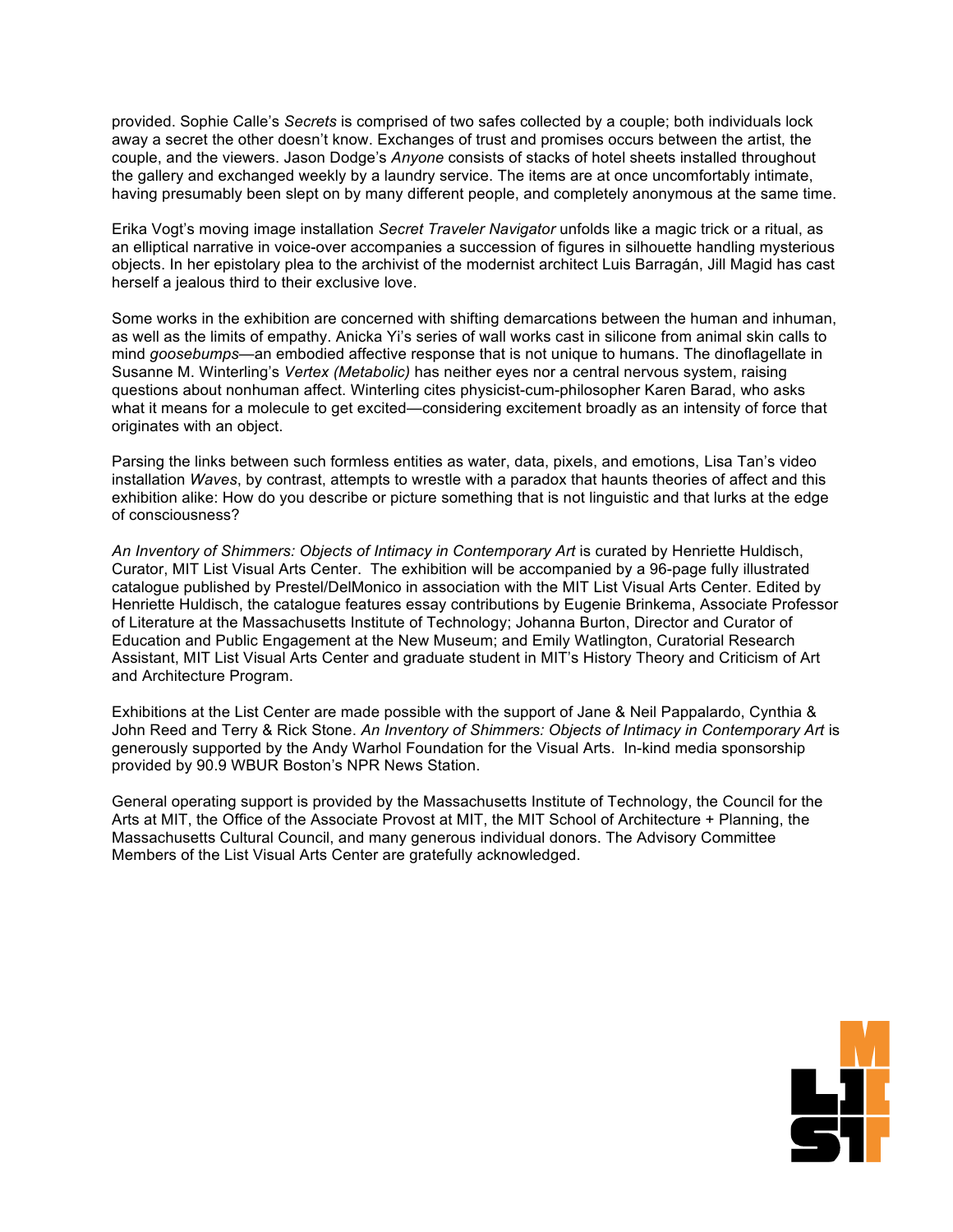provided. Sophie Calle's *Secrets* is comprised of two safes collected by a couple; both individuals lock away a secret the other doesn't know. Exchanges of trust and promises occurs between the artist, the couple, and the viewers. Jason Dodge's *Anyone* consists of stacks of hotel sheets installed throughout the gallery and exchanged weekly by a laundry service. The items are at once uncomfortably intimate, having presumably been slept on by many different people, and completely anonymous at the same time.

Erika Vogt's moving image installation *Secret Traveler Navigator* unfolds like a magic trick or a ritual, as an elliptical narrative in voice-over accompanies a succession of figures in silhouette handling mysterious objects. In her epistolary plea to the archivist of the modernist architect Luis Barragán, Jill Magid has cast herself a jealous third to their exclusive love.

Some works in the exhibition are concerned with shifting demarcations between the human and inhuman, as well as the limits of empathy. Anicka Yi's series of wall works cast in silicone from animal skin calls to mind *goosebumps*—an embodied affective response that is not unique to humans. The dinoflagellate in Susanne M. Winterling's *Vertex (Metabolic)* has neither eyes nor a central nervous system, raising questions about nonhuman affect. Winterling cites physicist-cum-philosopher Karen Barad, who asks what it means for a molecule to get excited—considering excitement broadly as an intensity of force that originates with an object.

Parsing the links between such formless entities as water, data, pixels, and emotions, Lisa Tan's video installation *Waves*, by contrast, attempts to wrestle with a paradox that haunts theories of affect and this exhibition alike: How do you describe or picture something that is not linguistic and that lurks at the edge of consciousness?

*An Inventory of Shimmers: Objects of Intimacy in Contemporary Art* is curated by Henriette Huldisch, Curator, MIT List Visual Arts Center. The exhibition will be accompanied by a 96-page fully illustrated catalogue published by Prestel/DelMonico in association with the MIT List Visual Arts Center. Edited by Henriette Huldisch, the catalogue features essay contributions by Eugenie Brinkema, Associate Professor of Literature at the Massachusetts Institute of Technology; Johanna Burton, Director and Curator of Education and Public Engagement at the New Museum; and Emily Watlington, Curatorial Research Assistant, MIT List Visual Arts Center and graduate student in MIT's History Theory and Criticism of Art and Architecture Program.

Exhibitions at the List Center are made possible with the support of Jane & Neil Pappalardo, Cynthia & John Reed and Terry & Rick Stone. *An Inventory of Shimmers: Objects of Intimacy in Contemporary Art* is generously supported by the Andy Warhol Foundation for the Visual Arts. In-kind media sponsorship provided by 90.9 WBUR Boston's NPR News Station.

General operating support is provided by the Massachusetts Institute of Technology, the Council for the Arts at MIT, the Office of the Associate Provost at MIT, the MIT School of Architecture + Planning, the Massachusetts Cultural Council, and many generous individual donors. The Advisory Committee Members of the List Visual Arts Center are gratefully acknowledged.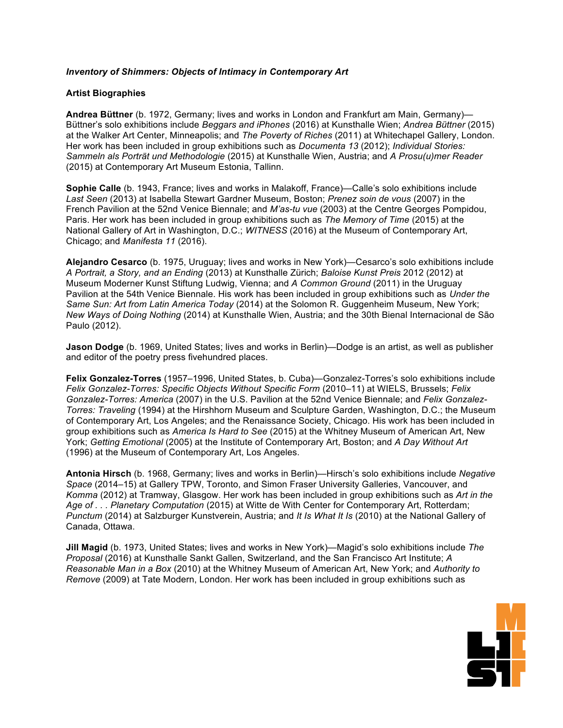***Inventory of Shimmers: Objects of Intimacy in Contemporary Art***

**Artist Biographies**

**Andrea Büttner** (b. 1972, Germany; lives and works in London and Frankfurt am Main, Germany)—Büttner's solo exhibitions include *Beggars and iPhones* (2016) at Kunsthalle Wien; *Andrea Büttner* (2015) at the Walker Art Center, Minneapolis; and *The Poverty of Riches* (2011) at Whitechapel Gallery, London. Her work has been included in group exhibitions such as *Documenta 13* (2012); *Individual Stories: Sammeln als Porträt und Methodologie* (2015) at Kunsthalle Wien, Austria; and *A Prosu(u)mer Reader* (2015) at Contemporary Art Museum Estonia, Tallinn.

**Sophie Calle** (b. 1943, France; lives and works in Malakoff, France)—Calle's solo exhibitions include *Last Seen* (2013) at Isabella Stewart Gardner Museum, Boston; *Prenez soin de vous* (2007) in the French Pavilion at the 52nd Venice Biennale; and *M'as-tu vue* (2003) at the Centre Georges Pompidou, Paris. Her work has been included in group exhibitions such as *The Memory of Time* (2015) at the National Gallery of Art in Washington, D.C.; *WITNESS* (2016) at the Museum of Contemporary Art, Chicago; and *Manifesta 11* (2016).

**Alejandro Cesarco** (b. 1975, Uruguay; lives and works in New York)—Cesarco's solo exhibitions include *A Portrait, a Story, and an Ending* (2013) at Kunsthalle Zürich; *Baloise Kunst Preis* 2012 (2012) at Museum Moderner Kunst Stiftung Ludwig, Vienna; and *A Common Ground* (2011) in the Uruguay Pavilion at the 54th Venice Biennale. His work has been included in group exhibitions such as *Under the Same Sun: Art from Latin America Today* (2014) at the Solomon R. Guggenheim Museum, New York; *New Ways of Doing Nothing* (2014) at Kunsthalle Wien, Austria; and the 30th Bienal Internacional de São Paulo (2012).

**Jason Dodge** (b. 1969, United States; lives and works in Berlin)—Dodge is an artist, as well as publisher and editor of the poetry press fivehundred places.

**Felix Gonzalez-Torres** (1957–1996, United States, b. Cuba)—Gonzalez-Torres's solo exhibitions include *Felix Gonzalez-Torres: Specific Objects Without Specific Form* (2010–11) at WIELS, Brussels; *Felix Gonzalez-Torres: America* (2007) in the U.S. Pavilion at the 52nd Venice Biennale; and *Felix Gonzalez-Torres: Traveling* (1994) at the Hirshhorn Museum and Sculpture Garden, Washington, D.C.; the Museum of Contemporary Art, Los Angeles; and the Renaissance Society, Chicago. His work has been included in group exhibitions such as *America Is Hard to See* (2015) at the Whitney Museum of American Art, New York; *Getting Emotional* (2005) at the Institute of Contemporary Art, Boston; and *A Day Without Art* (1996) at the Museum of Contemporary Art, Los Angeles.

**Antonia Hirsch** (b. 1968, Germany; lives and works in Berlin)—Hirsch's solo exhibitions include *Negative Space* (2014–15) at Gallery TPW, Toronto, and Simon Fraser University Galleries, Vancouver, and *Komma* (2012) at Tramway, Glasgow. Her work has been included in group exhibitions such as *Art in the Age of . . . Planetary Computation* (2015) at Witte de With Center for Contemporary Art, Rotterdam; *Punctum* (2014) at Salzburger Kunstverein, Austria; and *It Is What It Is* (2010) at the National Gallery of Canada, Ottawa.

**Jill Magid** (b. 1973, United States; lives and works in New York)—Magid's solo exhibitions include *The Proposal* (2016) at Kunsthalle Sankt Gallen, Switzerland, and the San Francisco Art Institute; *A Reasonable Man in a Box* (2010) at the Whitney Museum of American Art, New York; and *Authority to Remove* (2009) at Tate Modern, London. Her work has been included in group exhibitions such as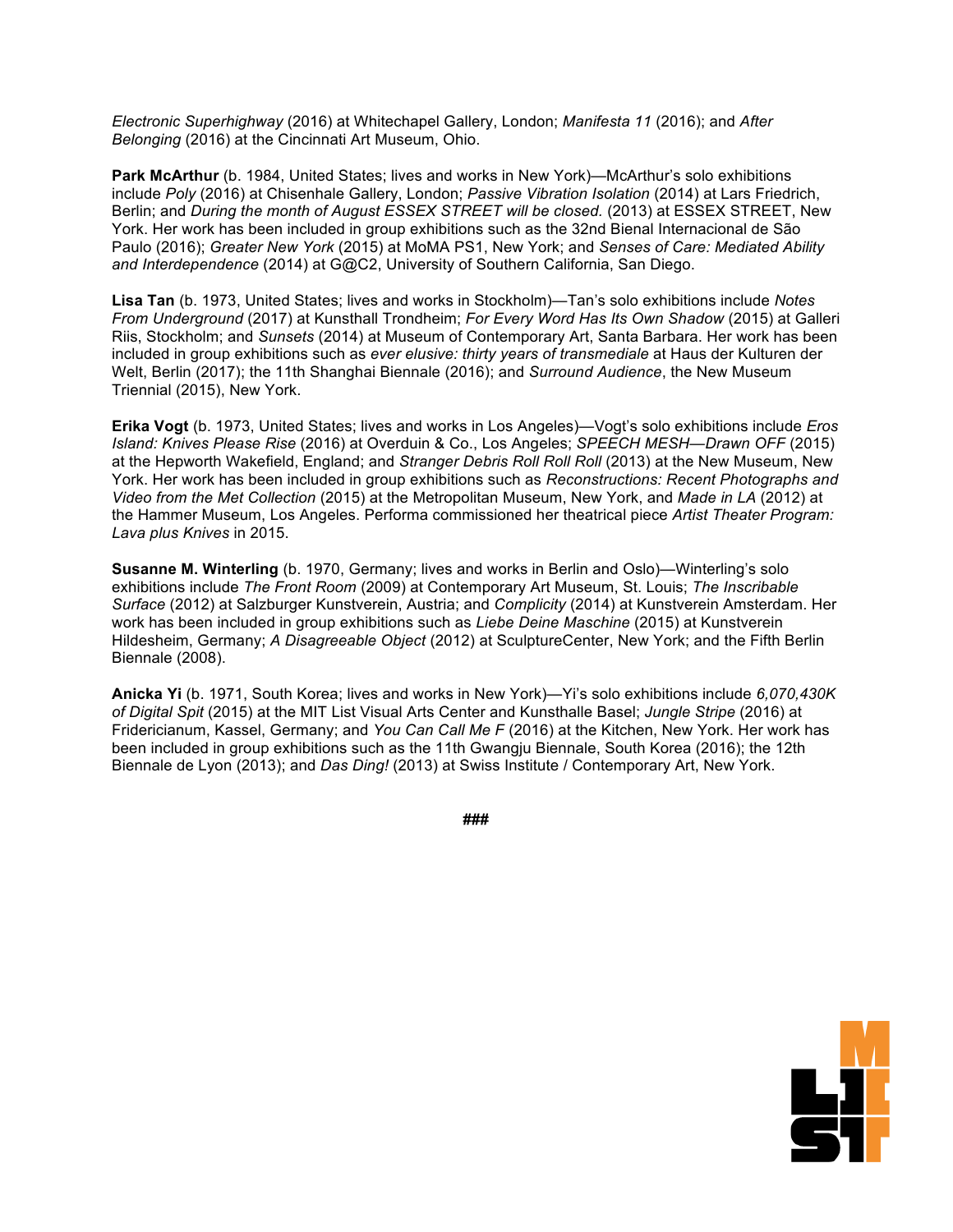*Electronic Superhighway* (2016) at Whitechapel Gallery, London; *Manifesta 11* (2016); and *After Belonging* (2016) at the Cincinnati Art Museum, Ohio.

**Park McArthur** (b. 1984, United States; lives and works in New York)—McArthur's solo exhibitions include *Poly* (2016) at Chisenhale Gallery, London; *Passive Vibration Isolation* (2014) at Lars Friedrich, Berlin; and *During the month of August ESSEX STREET will be closed.* (2013) at ESSEX STREET, New York. Her work has been included in group exhibitions such as the 32nd Bienal Internacional de São Paulo (2016); *Greater New York* (2015) at MoMA PS1, New York; and *Senses of Care: Mediated Ability and Interdependence* (2014) at G@C2, University of Southern California, San Diego.

**Lisa Tan** (b. 1973, United States; lives and works in Stockholm)—Tan's solo exhibitions include *Notes From Underground* (2017) at Kunsthall Trondheim; *For Every Word Has Its Own Shadow* (2015) at Galleri Riis, Stockholm; and *Sunsets* (2014) at Museum of Contemporary Art, Santa Barbara. Her work has been included in group exhibitions such as *ever elusive: thirty years of transmediale* at Haus der Kulturen der Welt, Berlin (2017); the 11th Shanghai Biennale (2016); and *Surround Audience*, the New Museum Triennial (2015), New York.

**Erika Vogt** (b. 1973, United States; lives and works in Los Angeles)—Vogt's solo exhibitions include *Eros Island: Knives Please Rise* (2016) at Overduin & Co., Los Angeles; *SPEECH MESH—Drawn OFF* (2015) at the Hepworth Wakefield, England; and *Stranger Debris Roll Roll Roll* (2013) at the New Museum, New York. Her work has been included in group exhibitions such as *Reconstructions: Recent Photographs and Video from the Met Collection* (2015) at the Metropolitan Museum, New York, and *Made in LA* (2012) at the Hammer Museum, Los Angeles. Performa commissioned her theatrical piece *Artist Theater Program: Lava plus Knives* in 2015.

**Susanne M. Winterling** (b. 1970, Germany; lives and works in Berlin and Oslo)—Winterling's solo exhibitions include *The Front Room* (2009) at Contemporary Art Museum, St. Louis; *The Inscribable Surface* (2012) at Salzburger Kunstverein, Austria; and *Complicity* (2014) at Kunstverein Amsterdam. Her work has been included in group exhibitions such as *Liebe Deine Maschine* (2015) at Kunstverein Hildesheim, Germany; *A Disagreeable Object* (2012) at SculptureCenter, New York; and the Fifth Berlin Biennale (2008).

**Anicka Yi** (b. 1971, South Korea; lives and works in New York)—Yi's solo exhibitions include *6,070,430K of Digital Spit* (2015) at the MIT List Visual Arts Center and Kunsthalle Basel; *Jungle Stripe* (2016) at Fridericianum, Kassel, Germany; and *You Can Call Me F* (2016) at the Kitchen, New York. Her work has been included in group exhibitions such as the 11th Gwangju Biennale, South Korea (2016); the 12th Biennale de Lyon (2013); and *Das Ding!* (2013) at Swiss Institute / Contemporary Art, New York.

**###**